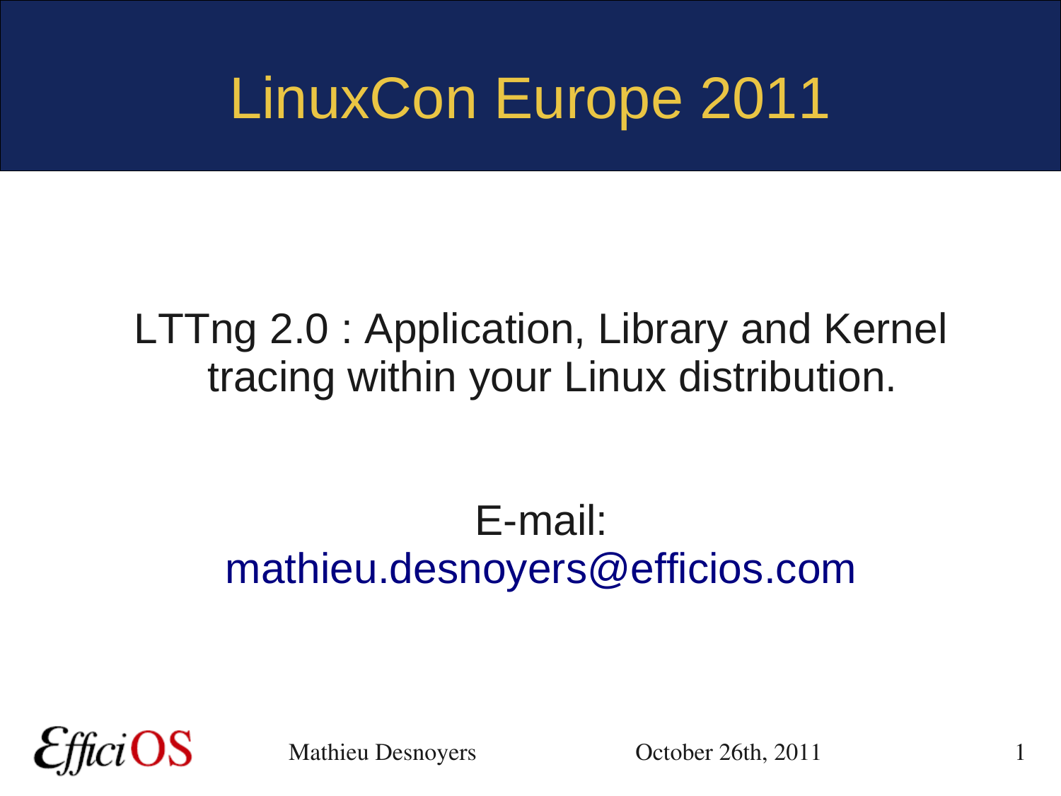# LinuxCon Europe 2011

LTTng 2.0 : Application, Library and Kernel tracing within your Linux distribution.

E-mail:
mathieu.desnoyers@efficios.com

EfficiOS

Mathieu Desnoyers

October 26th, 2011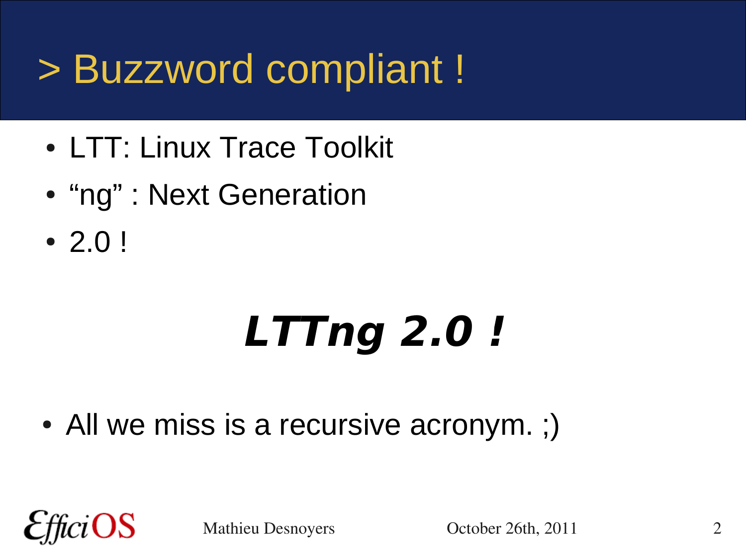# > Buzzword compliant !

- LTT: Linux Trace Toolkit
- “ng” : Next Generation
- 2.0 !

***LTTng 2.0 !***

- All we miss is a recursive acronym. ;)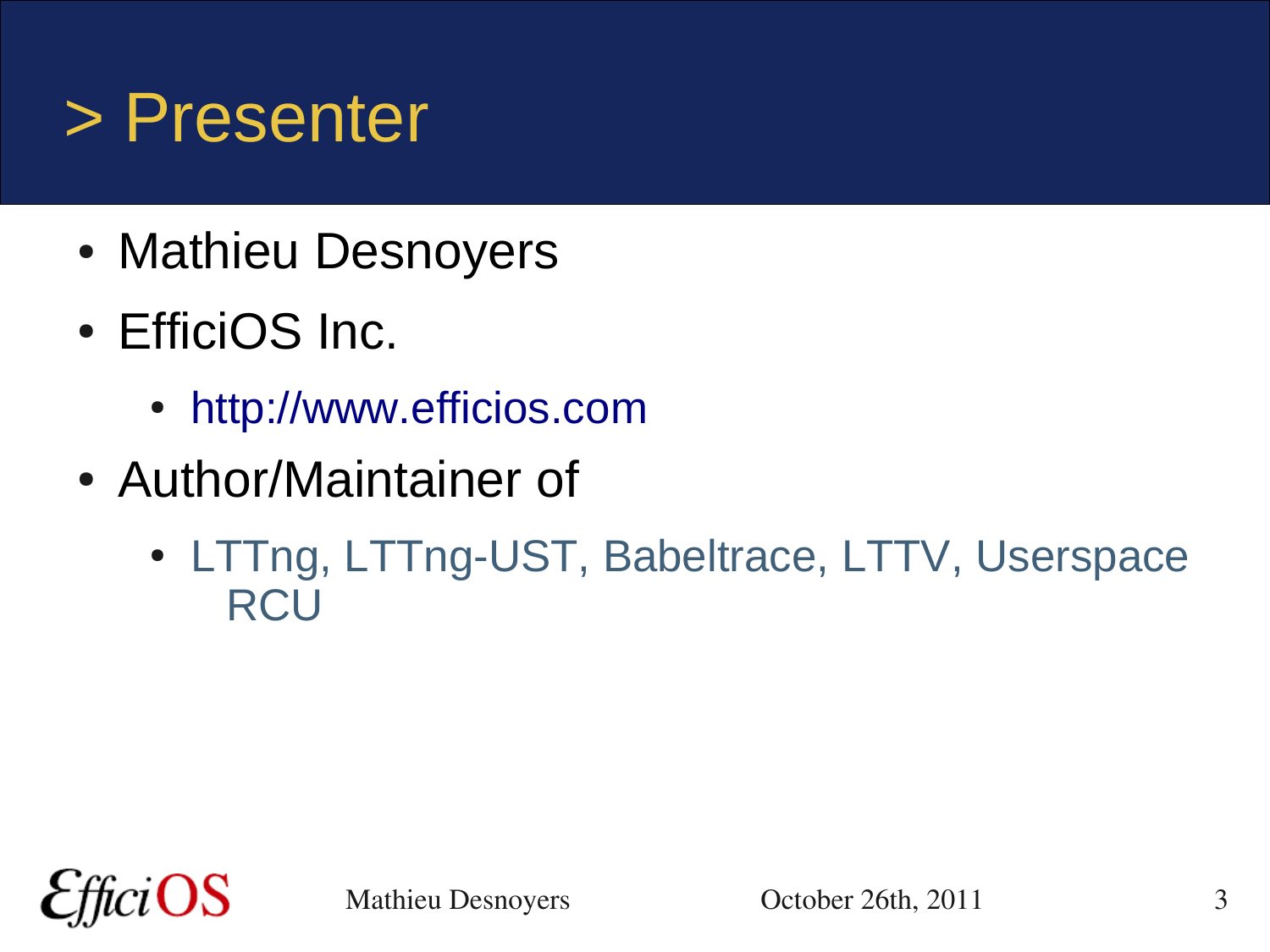# > Presenter

- Mathieu Desnoyers
- EfficiOS Inc.
  - http://www.efficios.com
- Author/Maintainer of
  - LTTng, LTTng-UST, Babeltrace, LTTV, Userspace RCU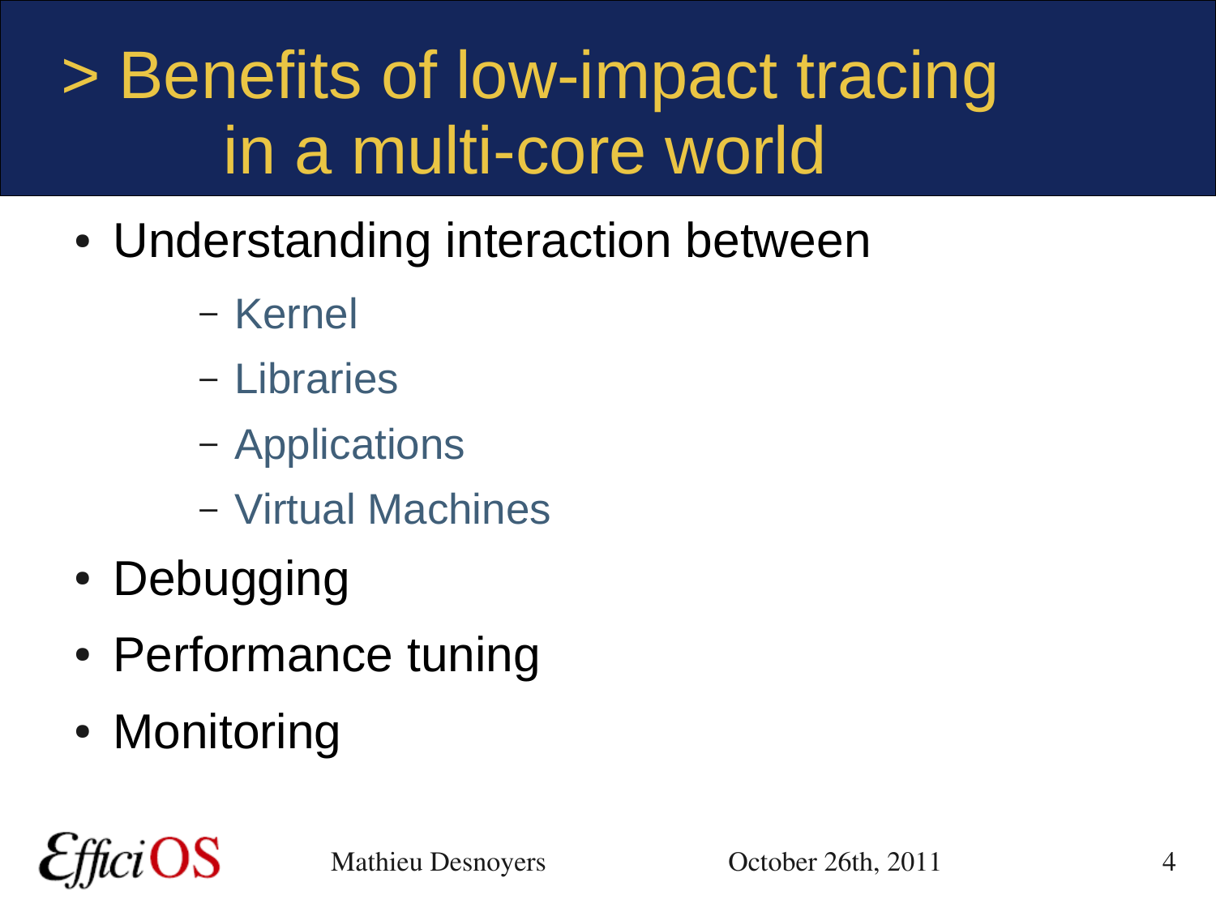# > Benefits of low-impact tracing in a multi-core world

- Understanding interaction between
  - Kernel
  - Libraries
  - Applications
  - Virtual Machines
- Debugging
- Performance tuning
- Monitoring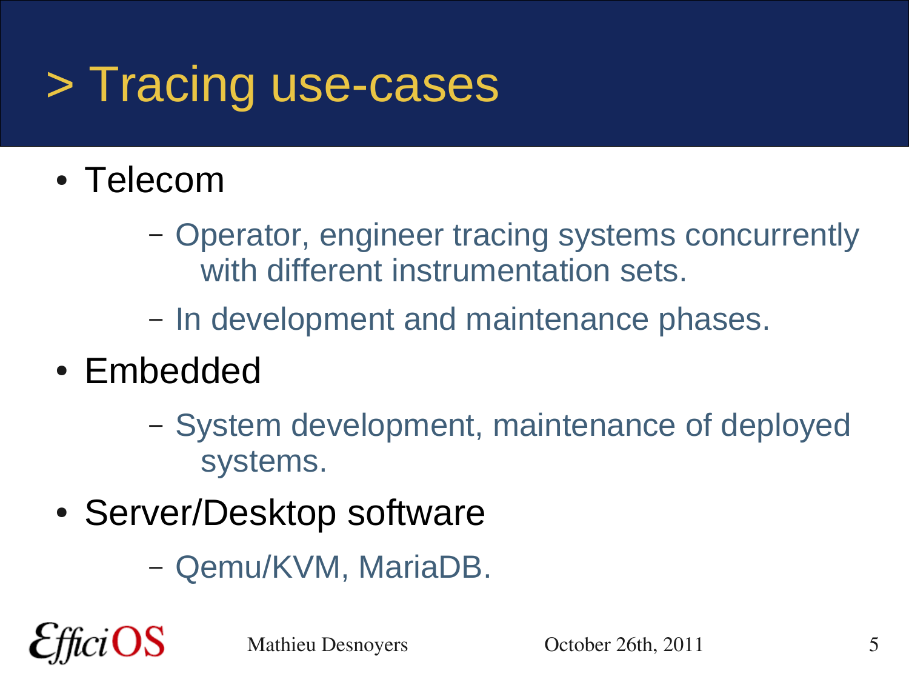# > Tracing use-cases

- Telecom
  - Operator, engineer tracing systems concurrently with different instrumentation sets.
  - In development and maintenance phases.
- Embedded
  - System development, maintenance of deployed systems.
- Server/Desktop software
  - Qemu/KVM, MariaDB.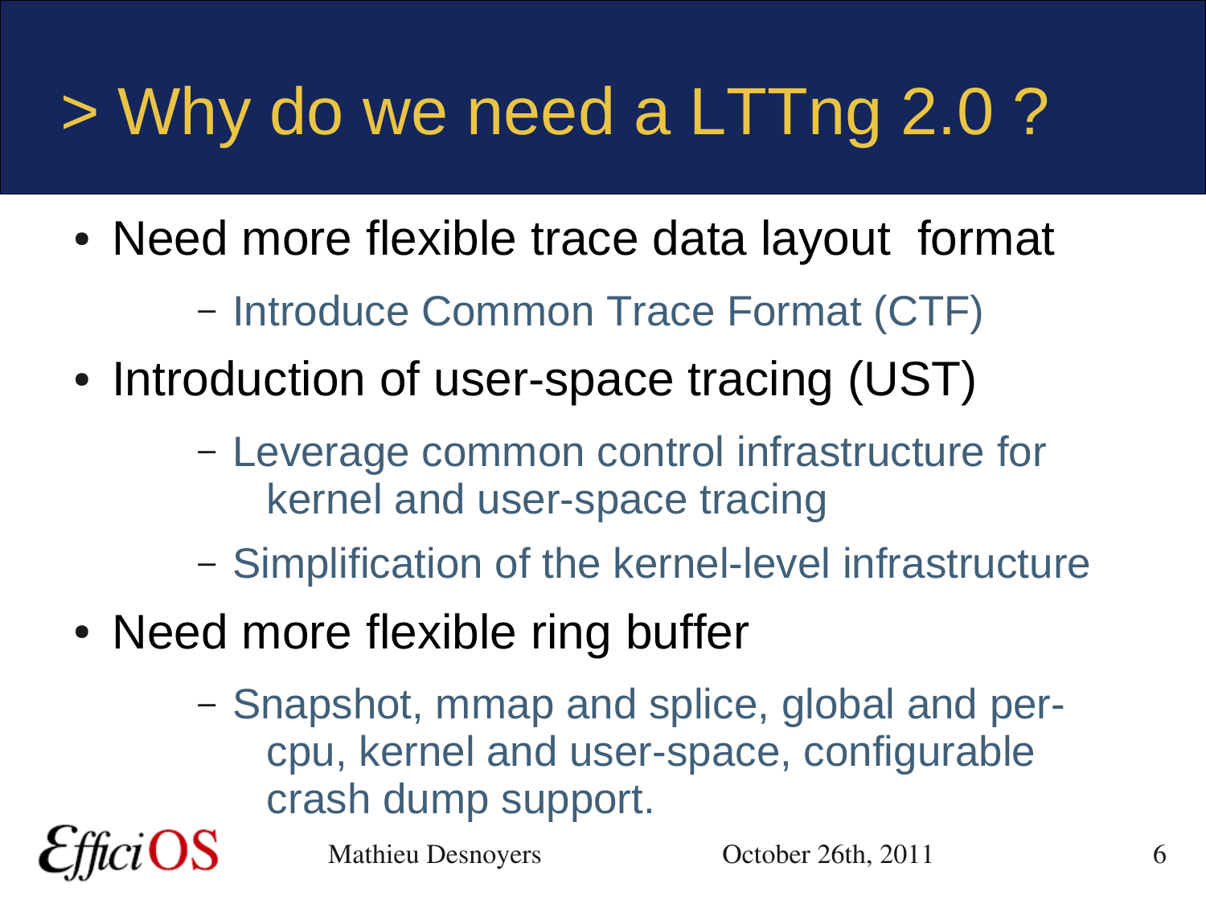# > Why do we need a LTTng 2.0 ?

- Need more flexible trace data layout format
  - Introduce Common Trace Format (CTF)
- Introduction of user-space tracing (UST)
  - Leverage common control infrastructure for kernel and user-space tracing
  - Simplification of the kernel-level infrastructure
- Need more flexible ring buffer
  - Snapshot, mmap and splice, global and per-cpu, kernel and user-space, configurable crash dump support.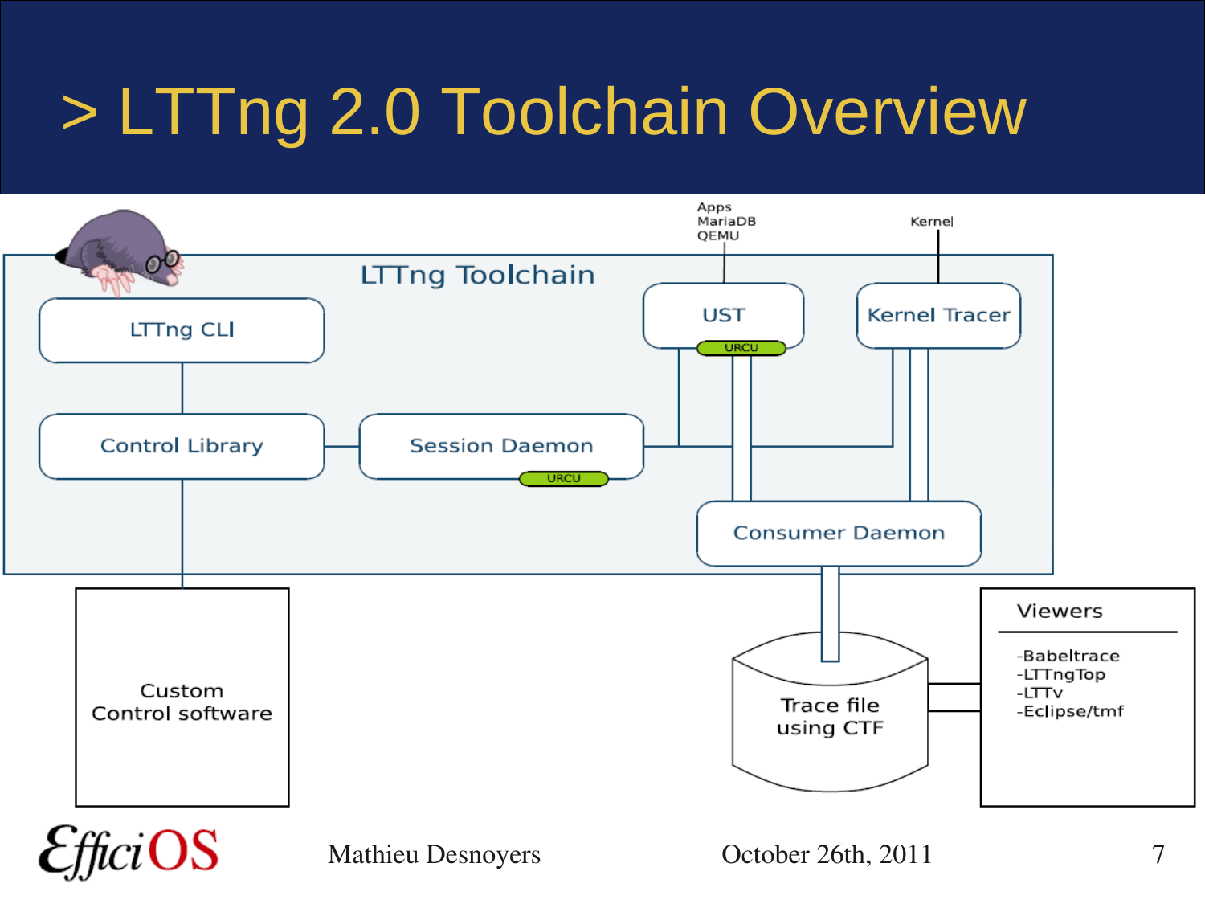# > LTTng 2.0 Toolchain Overview

Apps
MariaDB
QEMU

Kernel

LTTng Toolchain

LTTng CLI

Control Library

Session Daemon

URCU

UST

URCU

Kernel Tracer

Consumer Daemon

Custom
Control software

Trace file
using CTF

Viewers

-Babeltrace
-LTTngTop
-LTTv
-Eclipse/tmf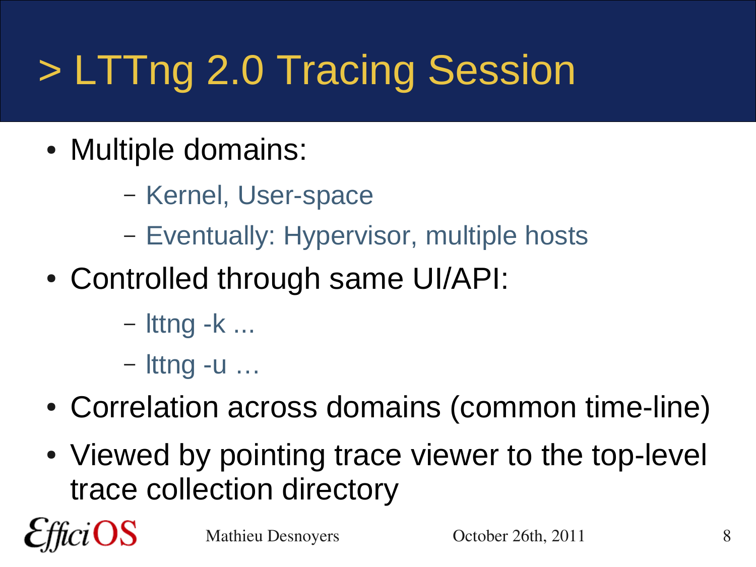# > LTTng 2.0 Tracing Session

- Multiple domains:
  - Kernel, User-space
  - Eventually: Hypervisor, multiple hosts
- Controlled through same UI/API:
  - lttng -k ...
  - lttng -u …
- Correlation across domains (common time-line)
- Viewed by pointing trace viewer to the top-level trace collection directory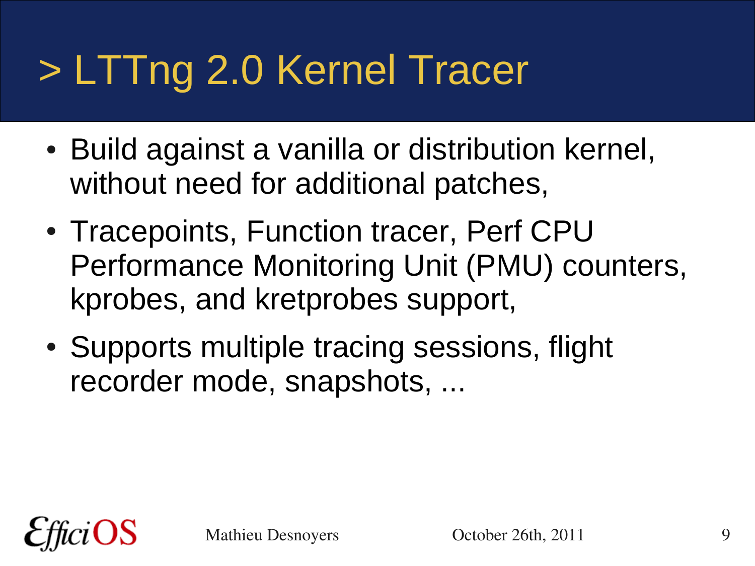# > LTTng 2.0 Kernel Tracer

- Build against a vanilla or distribution kernel, without need for additional patches,
- Tracepoints, Function tracer, Perf CPU Performance Monitoring Unit (PMU) counters, kprobes, and kretprobes support,
- Supports multiple tracing sessions, flight recorder mode, snapshots, ...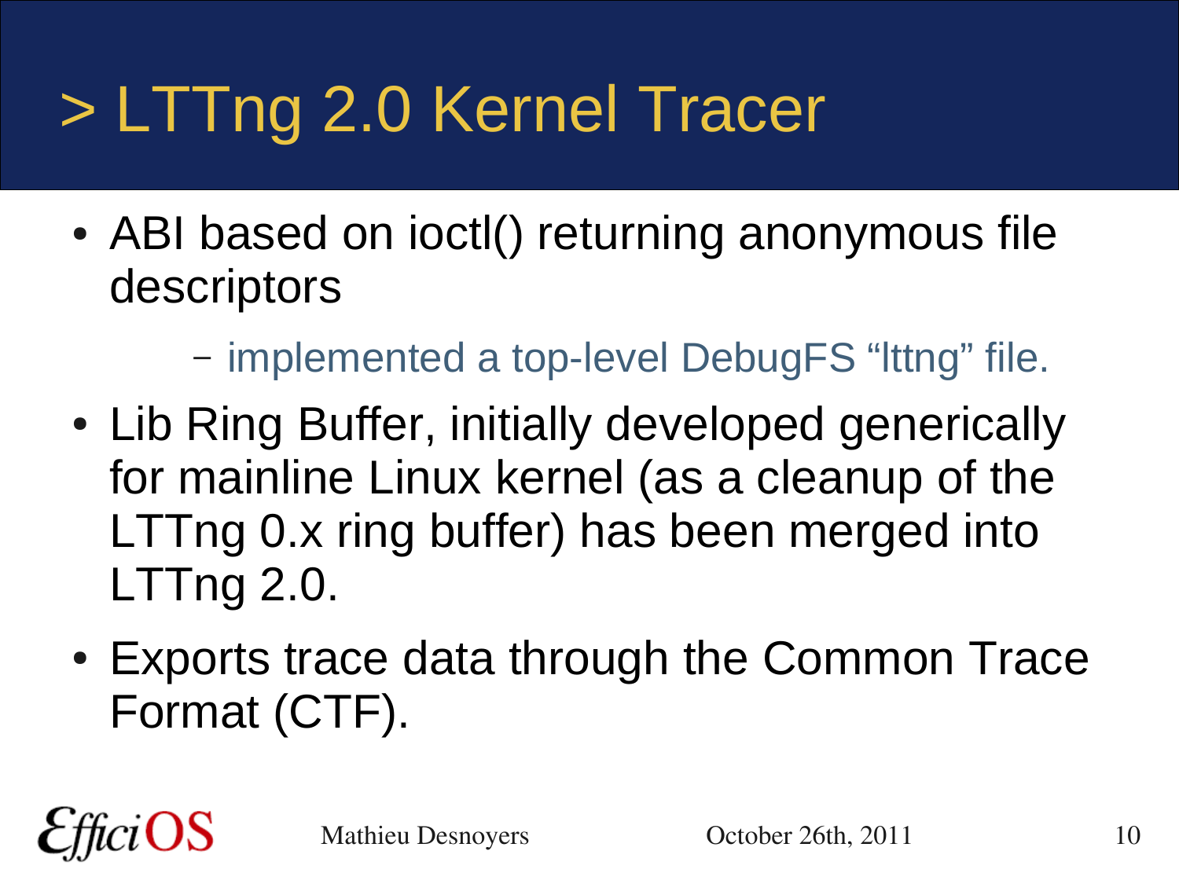# > LTTng 2.0 Kernel Tracer

- ABI based on ioctl() returning anonymous file descriptors
  - implemented a top-level DebugFS "lttng" file.
- Lib Ring Buffer, initially developed generically for mainline Linux kernel (as a cleanup of the LTTng 0.x ring buffer) has been merged into LTTng 2.0.
- Exports trace data through the Common Trace Format (CTF).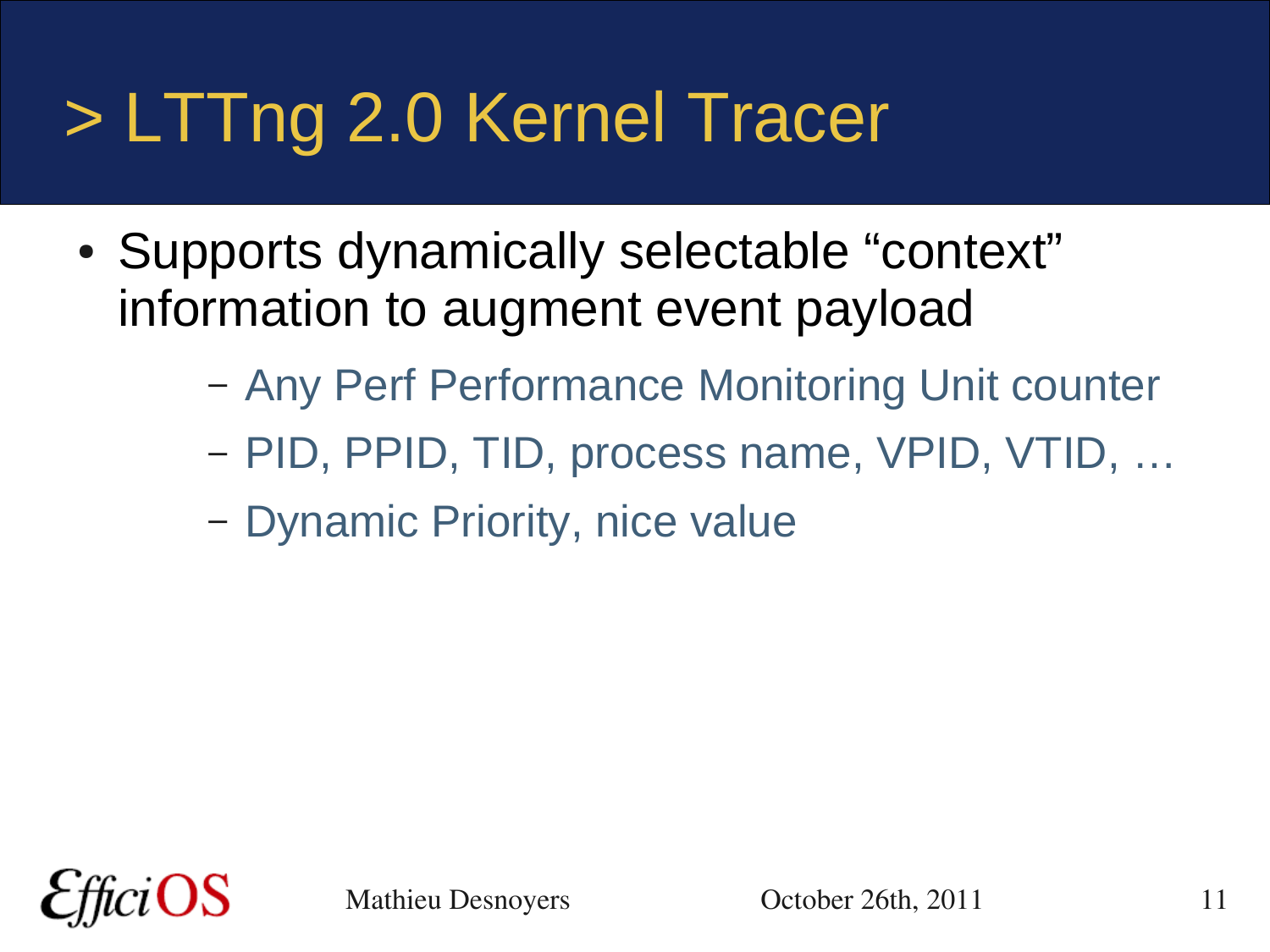# > LTTng 2.0 Kernel Tracer

- Supports dynamically selectable “context” information to augment event payload
  - Any Perf Performance Monitoring Unit counter
  - PID, PPID, TID, process name, VPID, VTID, …
  - Dynamic Priority, nice value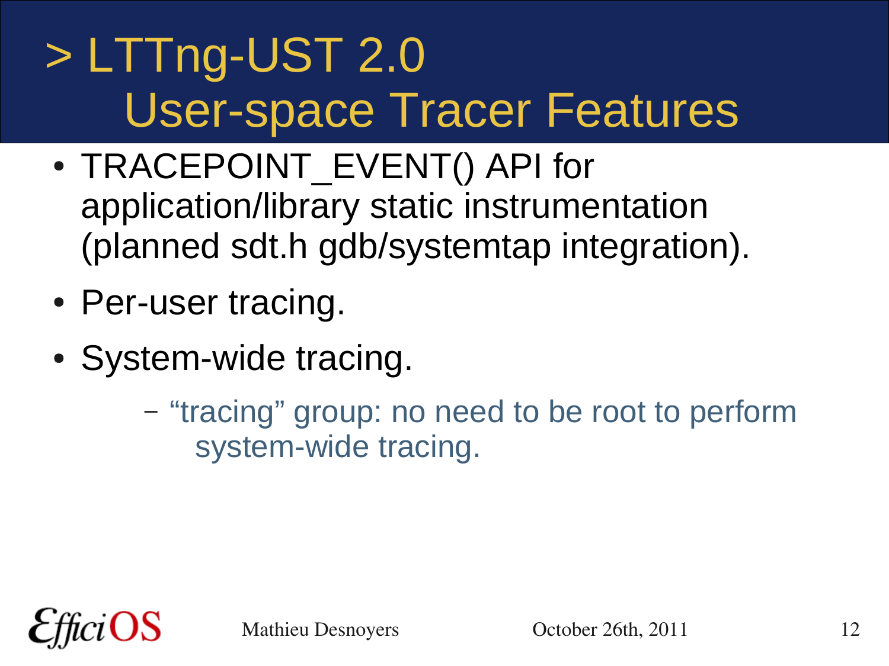# > LTTng-UST 2.0 User-space Tracer Features

- TRACEPOINT_EVENT() API for application/library static instrumentation (planned sdt.h gdb/systemtap integration).
- Per-user tracing.
- System-wide tracing.
  - "tracing" group: no need to be root to perform system-wide tracing.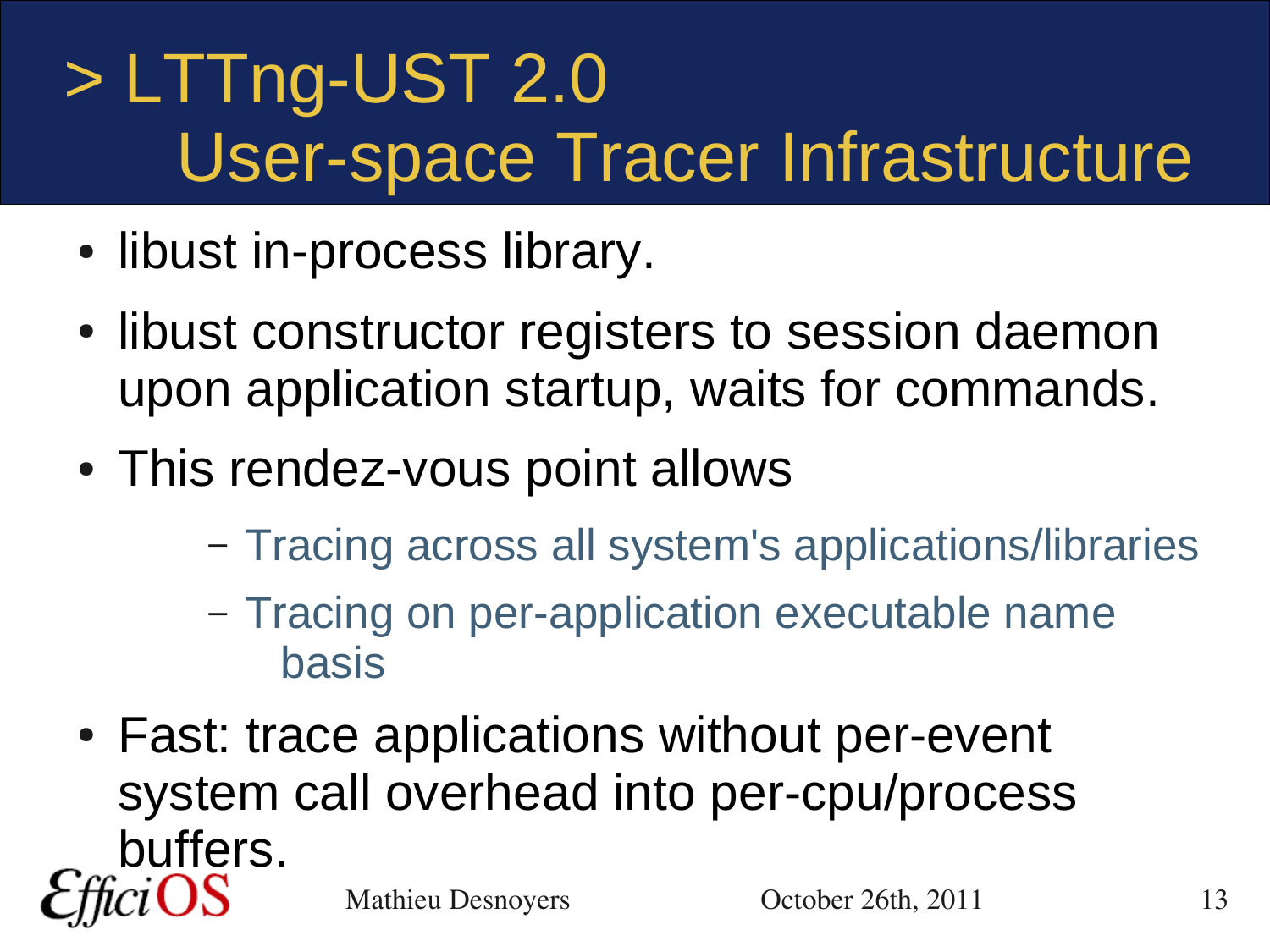# > LTTng-UST 2.0 User-space Tracer Infrastructure

- libust in-process library.
- libust constructor registers to session daemon upon application startup, waits for commands.
- This rendez-vous point allows
  - Tracing across all system's applications/libraries
  - Tracing on per-application executable name basis
- Fast: trace applications without per-event system call overhead into per-cpu/process buffers.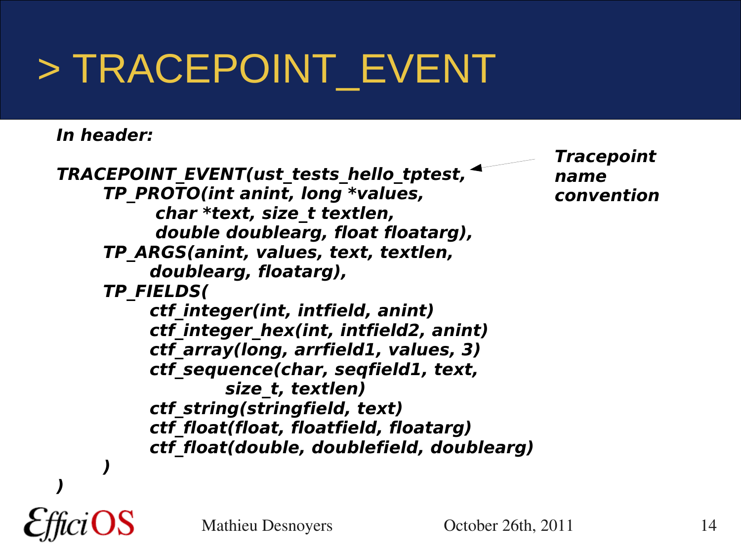# > TRACEPOINT_EVENT

***In header:***

```
TRACEPOINT_EVENT(ust_tests_hello_tptest,
      TP_PROTO(int anint, long *values,
             char *text, size_t textlen,
             double doublearg, float floatarg),
      TP_ARGS(anint, values, text, textlen,
            doublearg, floatarg),
      TP_FIELDS(
            ctf_integer(int, intfield, anint)
            ctf_integer_hex(int, intfield2, anint)
            ctf_array(long, arrfield1, values, 3)
            ctf_sequence(char, seqfield1, text,
                      size_t, textlen)
            ctf_string(stringfield, text)
            ctf_float(float, floatfield, floatarg)
            ctf_float(double, doublefield, doublearg)
      )
)
```

***Tracepoint name convention***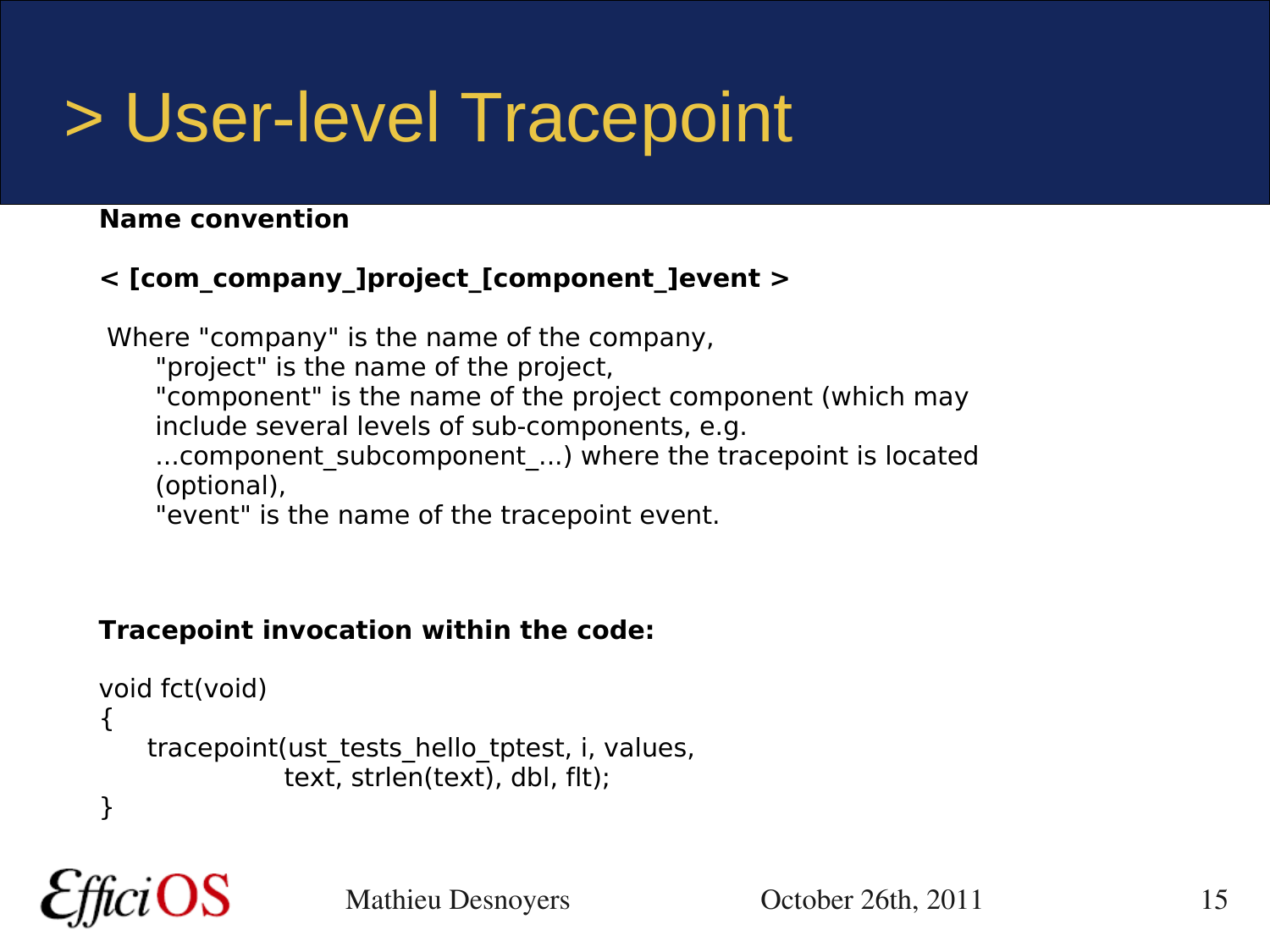# > User-level Tracepoint

**Name convention**

**< [com_company_]project_[component_]event >**

Where "company" is the name of the company,
"project" is the name of the project,
"component" is the name of the project component (which may include several levels of sub-components, e.g. ...component_subcomponent_...) where the tracepoint is located (optional),
"event" is the name of the tracepoint event.

**Tracepoint invocation within the code:**

```
void fct(void)
{
    tracepoint(ust_tests_hello_tptest, i, values,
               text, strlen(text), dbl, flt);
}
```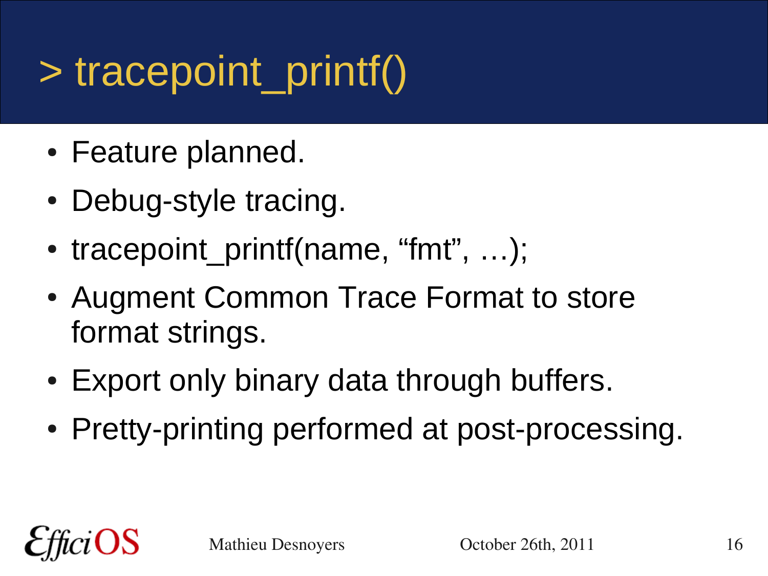# > tracepoint_printf()

- Feature planned.
- Debug-style tracing.
- tracepoint_printf(name, “fmt”, …);
- Augment Common Trace Format to store format strings.
- Export only binary data through buffers.
- Pretty-printing performed at post-processing.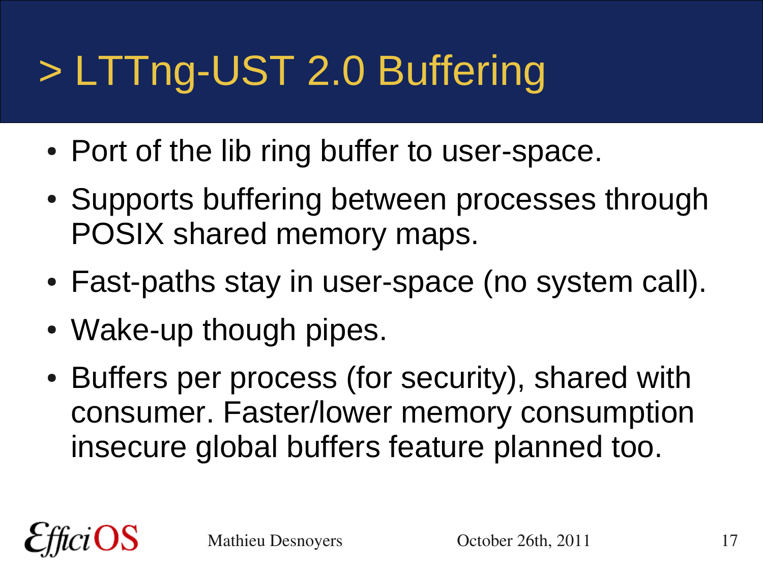# > LTTng-UST 2.0 Buffering

- Port of the lib ring buffer to user-space.
- Supports buffering between processes through POSIX shared memory maps.
- Fast-paths stay in user-space (no system call).
- Wake-up though pipes.
- Buffers per process (for security), shared with consumer. Faster/lower memory consumption insecure global buffers feature planned too.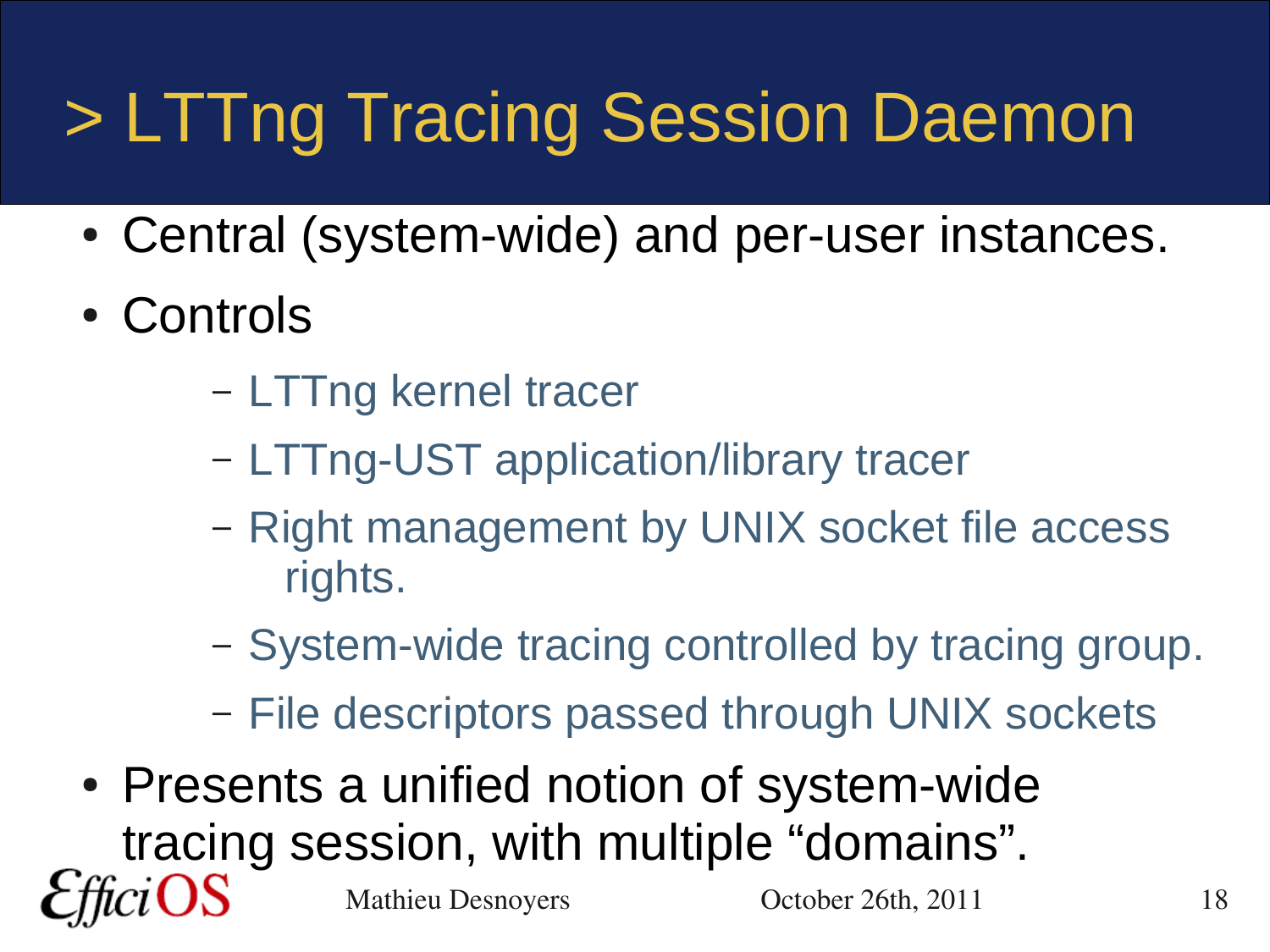# > LTTng Tracing Session Daemon

- Central (system-wide) and per-user instances.
- Controls
  - LTTng kernel tracer
  - LTTng-UST application/library tracer
  - Right management by UNIX socket file access rights.
  - System-wide tracing controlled by tracing group.
  - File descriptors passed through UNIX sockets
- Presents a unified notion of system-wide tracing session, with multiple "domains".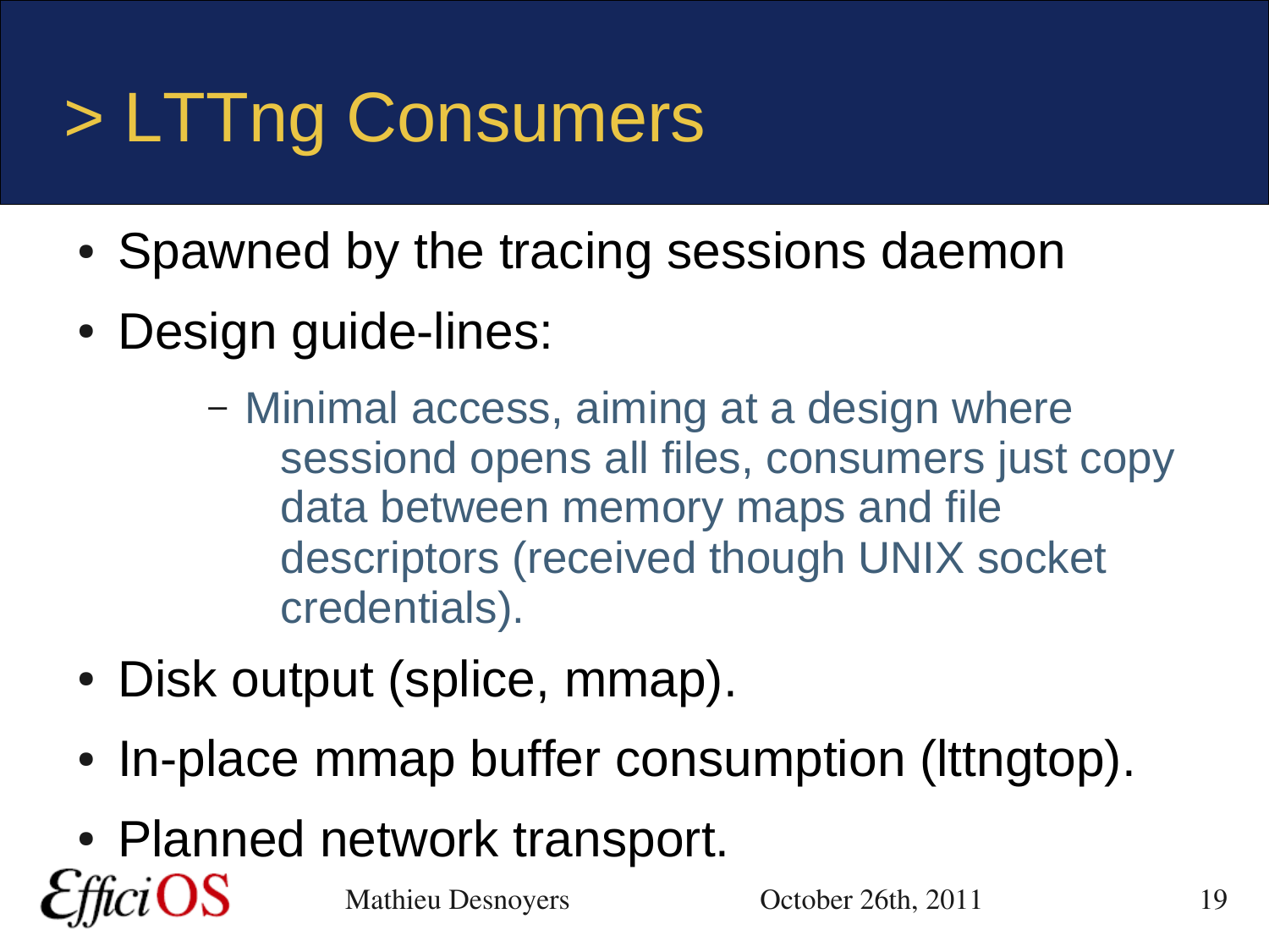# > LTTng Consumers

- Spawned by the tracing sessions daemon
- Design guide-lines:
  - Minimal access, aiming at a design where sessiond opens all files, consumers just copy data between memory maps and file descriptors (received though UNIX socket credentials).
- Disk output (splice, mmap).
- In-place mmap buffer consumption (lttngtop).
- Planned network transport.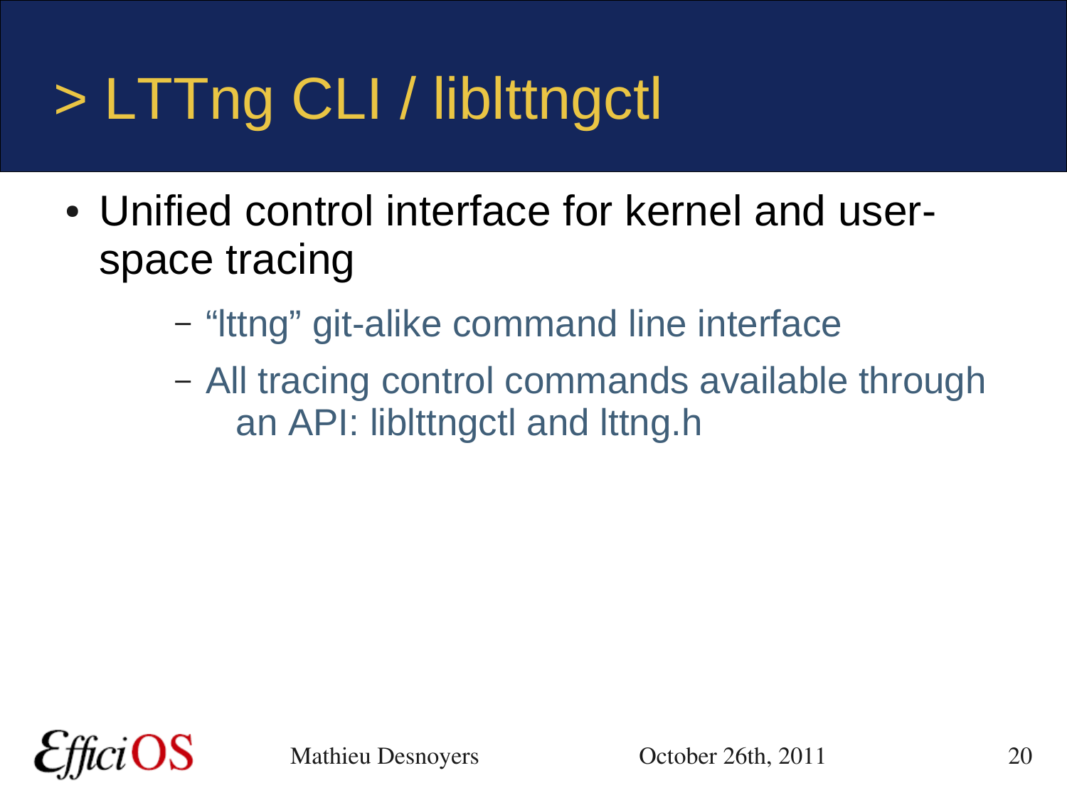# > LTTng CLI / liblttngctl

- Unified control interface for kernel and user-space tracing
  - "lttng" git-alike command line interface
  - All tracing control commands available through an API: liblttngctl and lttng.h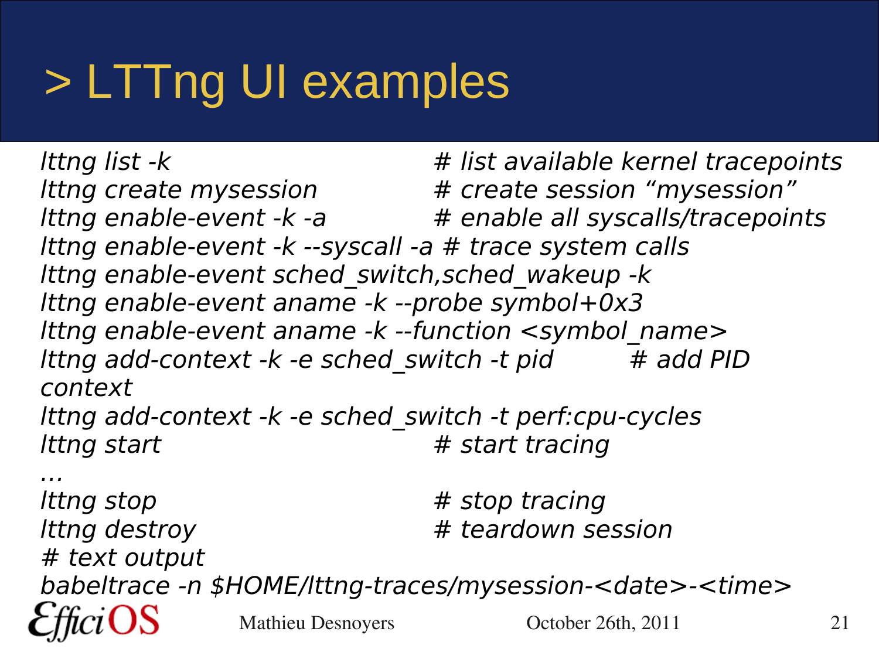# > LTTng UI examples

```
lttng list -k                          # list available kernel tracepoints
lttng create mysession                 # create session “mysession”
lttng enable-event -k -a               # enable all syscalls/tracepoints
lttng enable-event -k --syscall -a # trace system calls
lttng enable-event sched_switch,sched_wakeup -k
lttng enable-event aname -k --probe symbol+0x3
lttng enable-event aname -k --function <symbol_name>
lttng add-context -k -e sched_switch -t pid          # add PID context
lttng add-context -k -e sched_switch -t perf:cpu-cycles
lttng start                            # start tracing
...
lttng stop                             # stop tracing
lttng destroy                          # teardown session
# text output
babeltrace -n $HOME/lttng-traces/mysession-<date>-<time>
```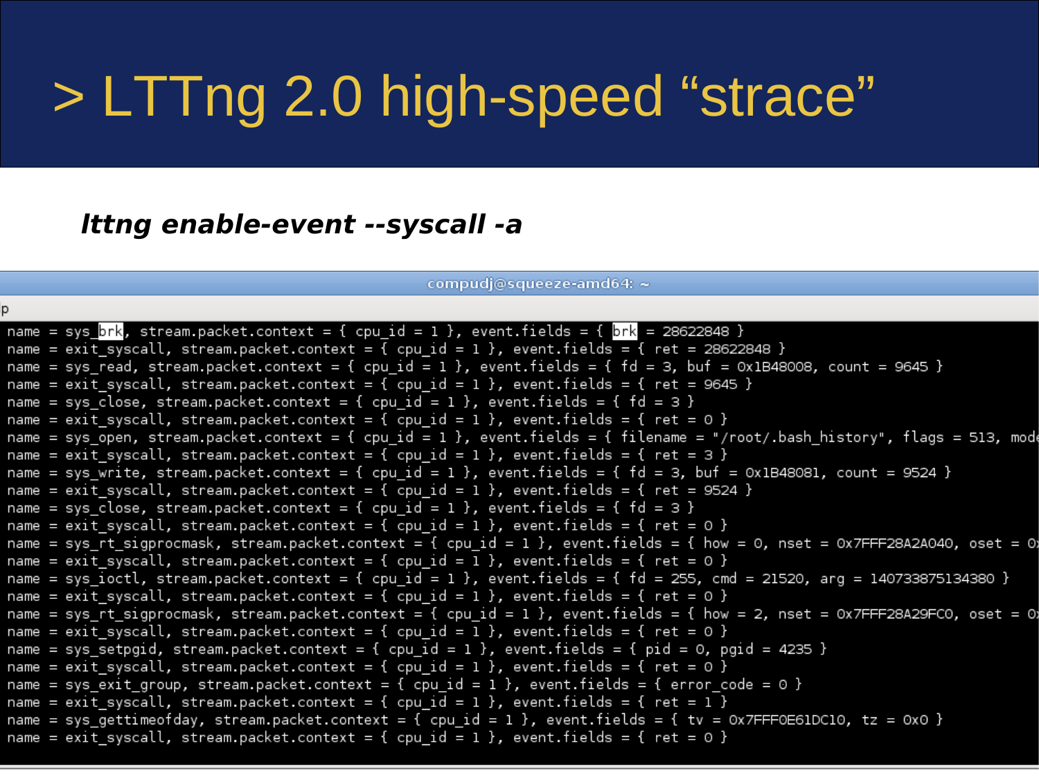# > LTTng 2.0 high-speed “strace”

***lttng enable-event --syscall -a***

compudj@squeeze-amd64: ~

```
name = sys_brk, stream.packet.context = { cpu_id = 1 }, event.fields = { brk = 28622848 }
name = exit_syscall, stream.packet.context = { cpu_id = 1 }, event.fields = { ret = 28622848 }
name = sys_read, stream.packet.context = { cpu_id = 1 }, event.fields = { fd = 3, buf = 0x1B48008, count = 9645 }
name = exit_syscall, stream.packet.context = { cpu_id = 1 }, event.fields = { ret = 9645 }
name = sys_close, stream.packet.context = { cpu_id = 1 }, event.fields = { fd = 3 }
name = exit_syscall, stream.packet.context = { cpu_id = 1 }, event.fields = { ret = 0 }
name = sys_open, stream.packet.context = { cpu_id = 1 }, event.fields = { filename = "/root/.bash_history", flags = 513, mode
name = exit_syscall, stream.packet.context = { cpu_id = 1 }, event.fields = { ret = 3 }
name = sys_write, stream.packet.context = { cpu_id = 1 }, event.fields = { fd = 3, buf = 0x1B48081, count = 9524 }
name = exit_syscall, stream.packet.context = { cpu_id = 1 }, event.fields = { ret = 9524 }
name = sys_close, stream.packet.context = { cpu_id = 1 }, event.fields = { fd = 3 }
name = exit_syscall, stream.packet.context = { cpu_id = 1 }, event.fields = { ret = 0 }
name = sys_rt_sigprocmask, stream.packet.context = { cpu_id = 1 }, event.fields = { how = 0, nset = 0x7FFF28A2A040, oset = 0x
name = exit_syscall, stream.packet.context = { cpu_id = 1 }, event.fields = { ret = 0 }
name = sys_ioctl, stream.packet.context = { cpu_id = 1 }, event.fields = { fd = 255, cmd = 21520, arg = 140733875134380 }
name = exit_syscall, stream.packet.context = { cpu_id = 1 }, event.fields = { ret = 0 }
name = sys_rt_sigprocmask, stream.packet.context = { cpu_id = 1 }, event.fields = { how = 2, nset = 0x7FFF28A29FC0, oset = 0x
name = exit_syscall, stream.packet.context = { cpu_id = 1 }, event.fields = { ret = 0 }
name = sys_setpgid, stream.packet.context = { cpu_id = 1 }, event.fields = { pid = 0, pgid = 4235 }
name = exit_syscall, stream.packet.context = { cpu_id = 1 }, event.fields = { ret = 0 }
name = sys_exit_group, stream.packet.context = { cpu_id = 1 }, event.fields = { error_code = 0 }
name = exit_syscall, stream.packet.context = { cpu_id = 1 }, event.fields = { ret = 1 }
name = sys_gettimeofday, stream.packet.context = { cpu_id = 1 }, event.fields = { tv = 0x7FFF0E61DC10, tz = 0x0 }
name = exit_syscall, stream.packet.context = { cpu_id = 1 }, event.fields = { ret = 0 }
```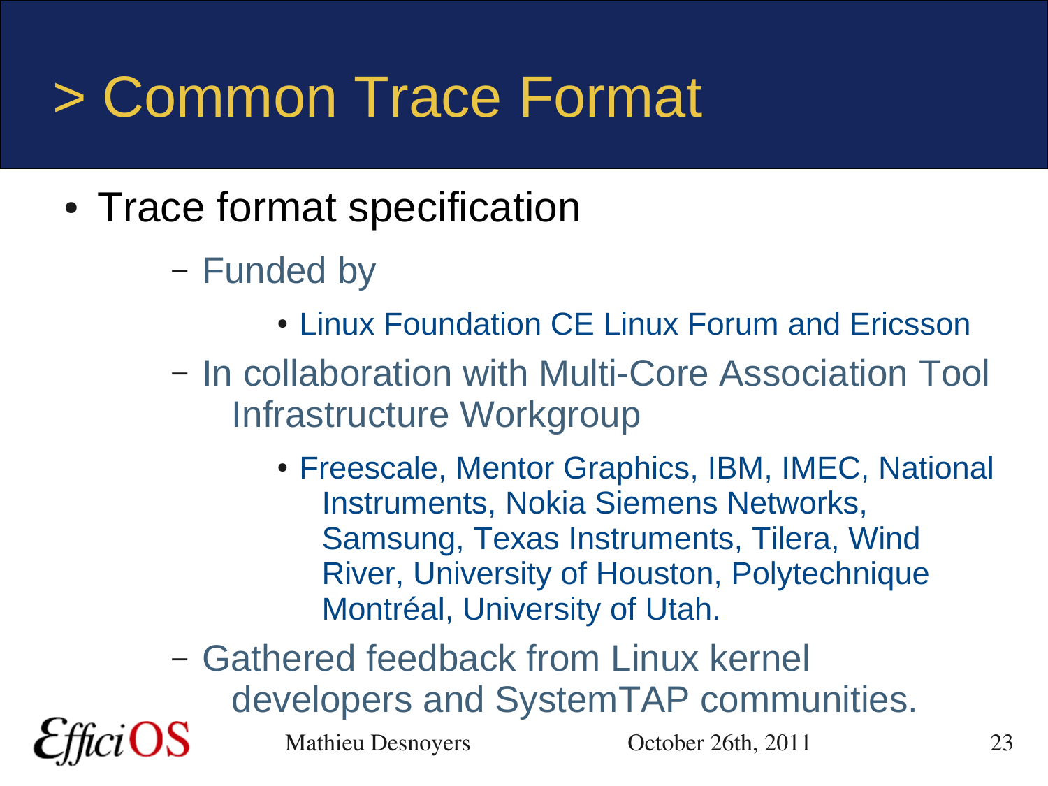# > Common Trace Format

- Trace format specification
  - Funded by
    - Linux Foundation CE Linux Forum and Ericsson
  - In collaboration with Multi-Core Association Tool Infrastructure Workgroup
    - Freescale, Mentor Graphics, IBM, IMEC, National Instruments, Nokia Siemens Networks, Samsung, Texas Instruments, Tilera, Wind River, University of Houston, Polytechnique Montréal, University of Utah.
  - Gathered feedback from Linux kernel developers and SystemTAP communities.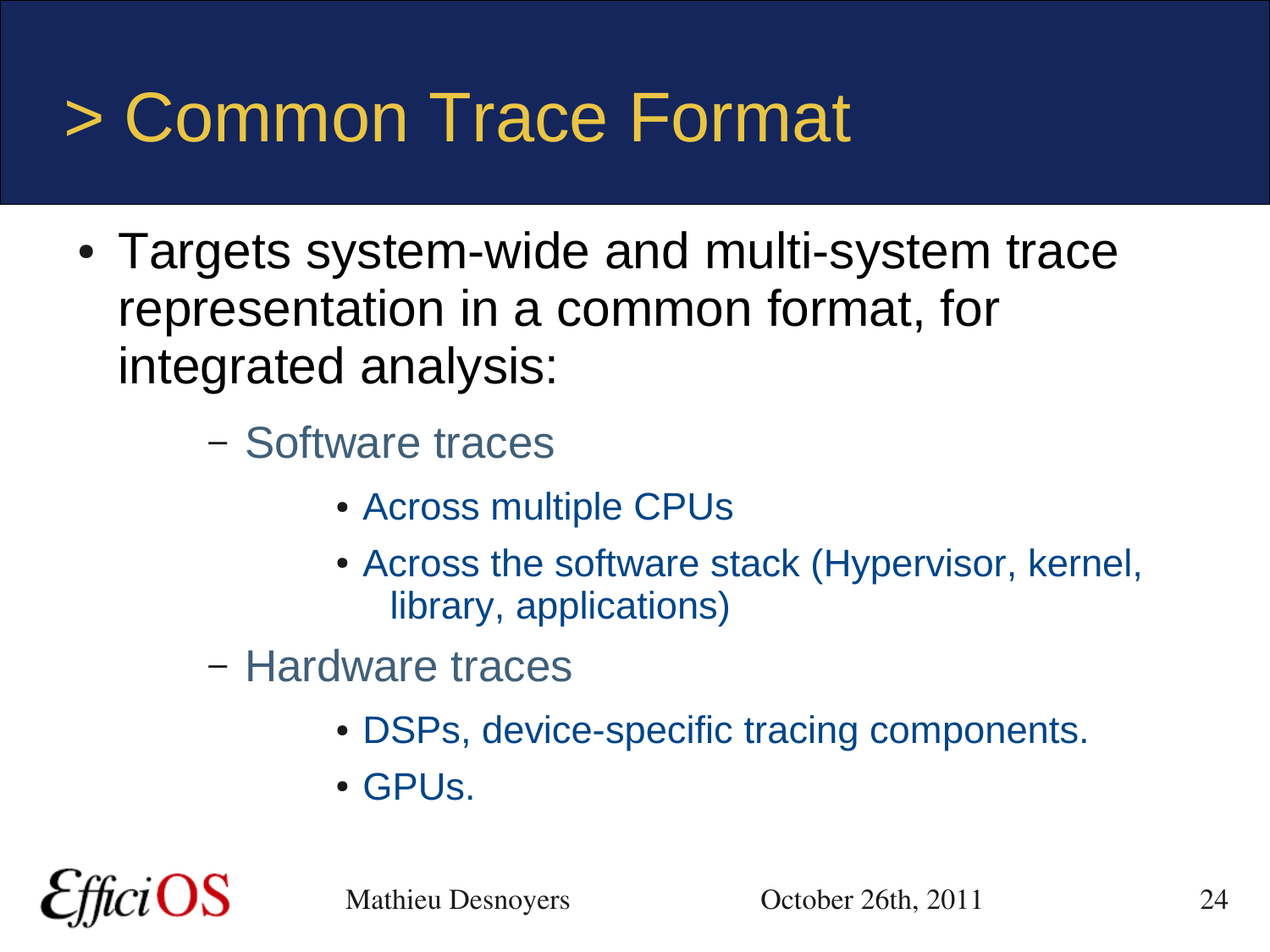# > Common Trace Format

- Targets system-wide and multi-system trace representation in a common format, for integrated analysis:
  - Software traces
    - Across multiple CPUs
    - Across the software stack (Hypervisor, kernel, library, applications)
  - Hardware traces
    - DSPs, device-specific tracing components.
    - GPUs.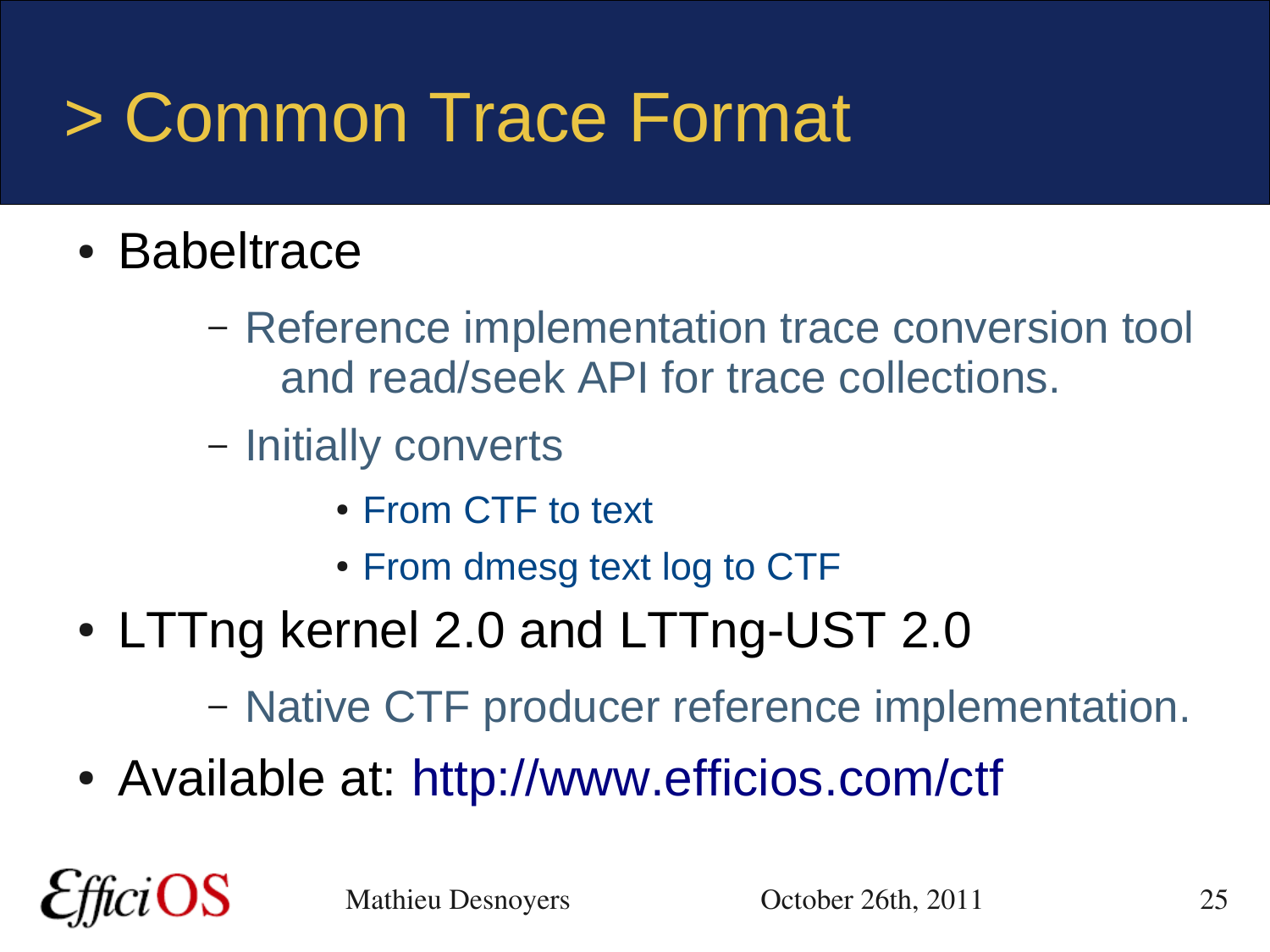# > Common Trace Format

- Babeltrace
  - Reference implementation trace conversion tool and read/seek API for trace collections.
  - Initially converts
    - From CTF to text
    - From dmesg text log to CTF
- LTTng kernel 2.0 and LTTng-UST 2.0
  - Native CTF producer reference implementation.
- Available at: http://www.efficios.com/ctf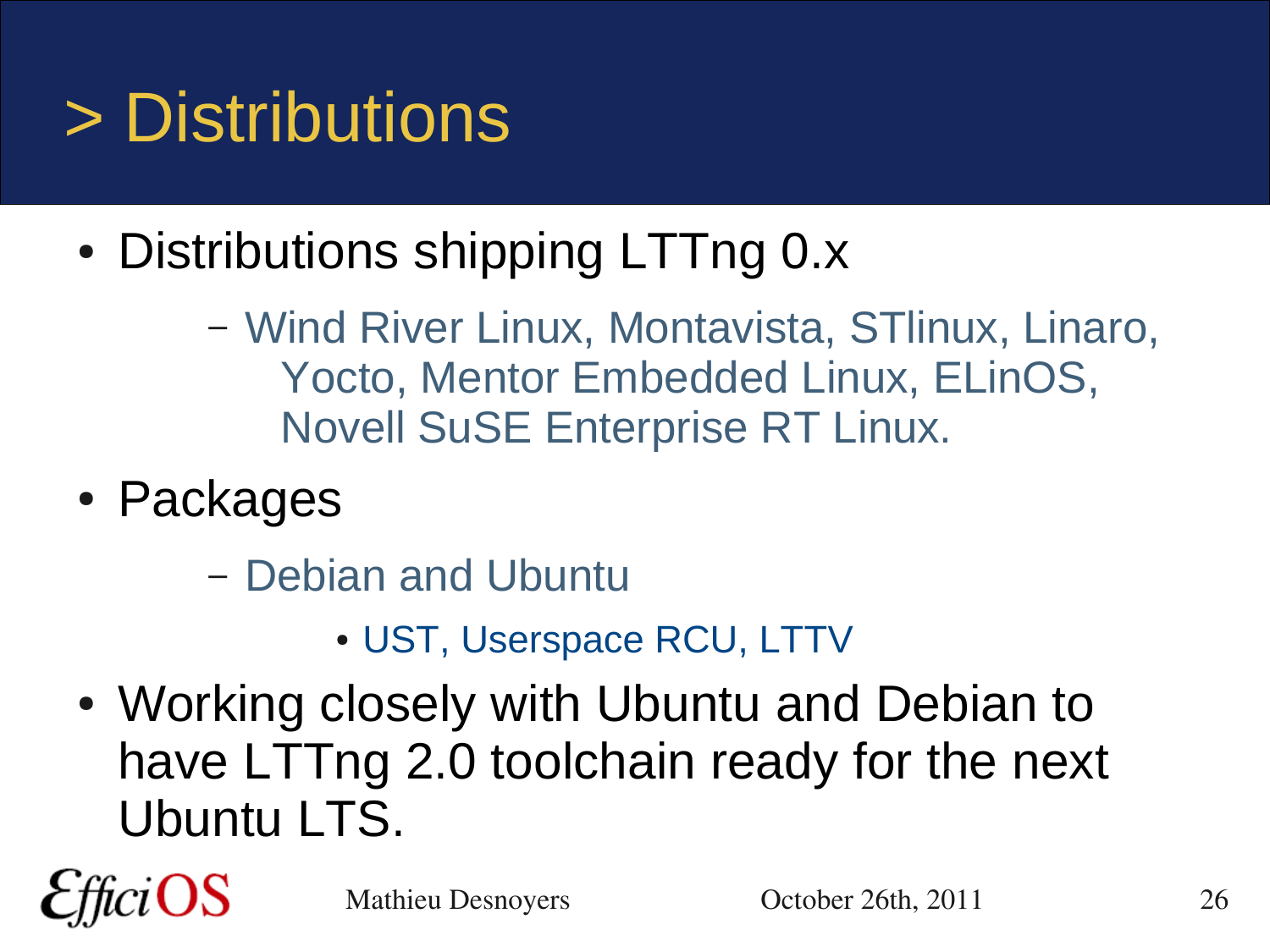# > Distributions

- Distributions shipping LTTng 0.x
  - Wind River Linux, Montavista, STlinux, Linaro, Yocto, Mentor Embedded Linux, ELinOS, Novell SuSE Enterprise RT Linux.
- Packages
  - Debian and Ubuntu
    - UST, Userspace RCU, LTTV
- Working closely with Ubuntu and Debian to have LTTng 2.0 toolchain ready for the next Ubuntu LTS.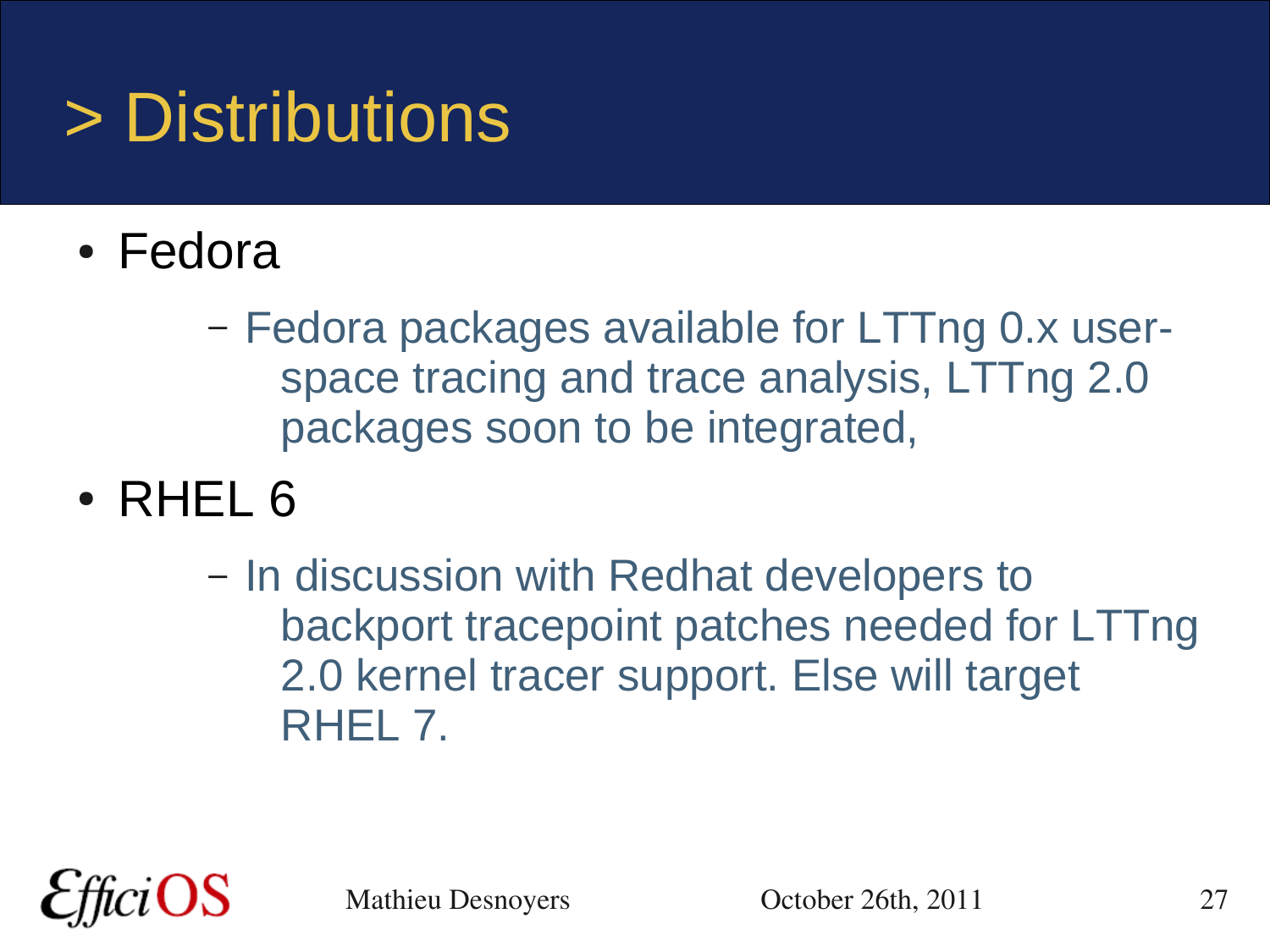# > Distributions

- Fedora
  - Fedora packages available for LTTng 0.x user-space tracing and trace analysis, LTTng 2.0 packages soon to be integrated,
- RHEL 6
  - In discussion with Redhat developers to backport tracepoint patches needed for LTTng 2.0 kernel tracer support. Else will target RHEL 7.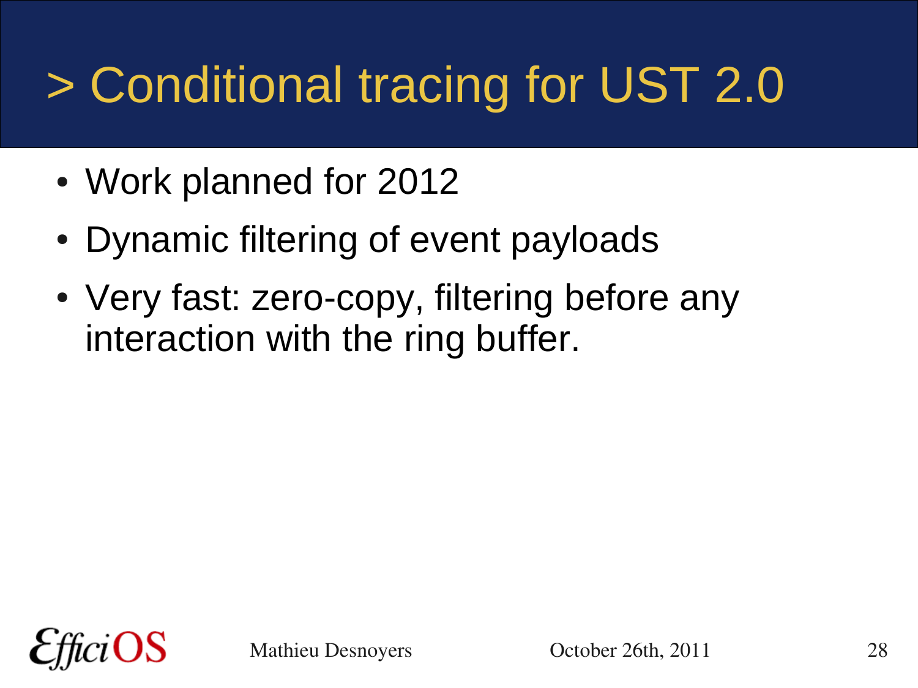# > Conditional tracing for UST 2.0

- Work planned for 2012
- Dynamic filtering of event payloads
- Very fast: zero-copy, filtering before any interaction with the ring buffer.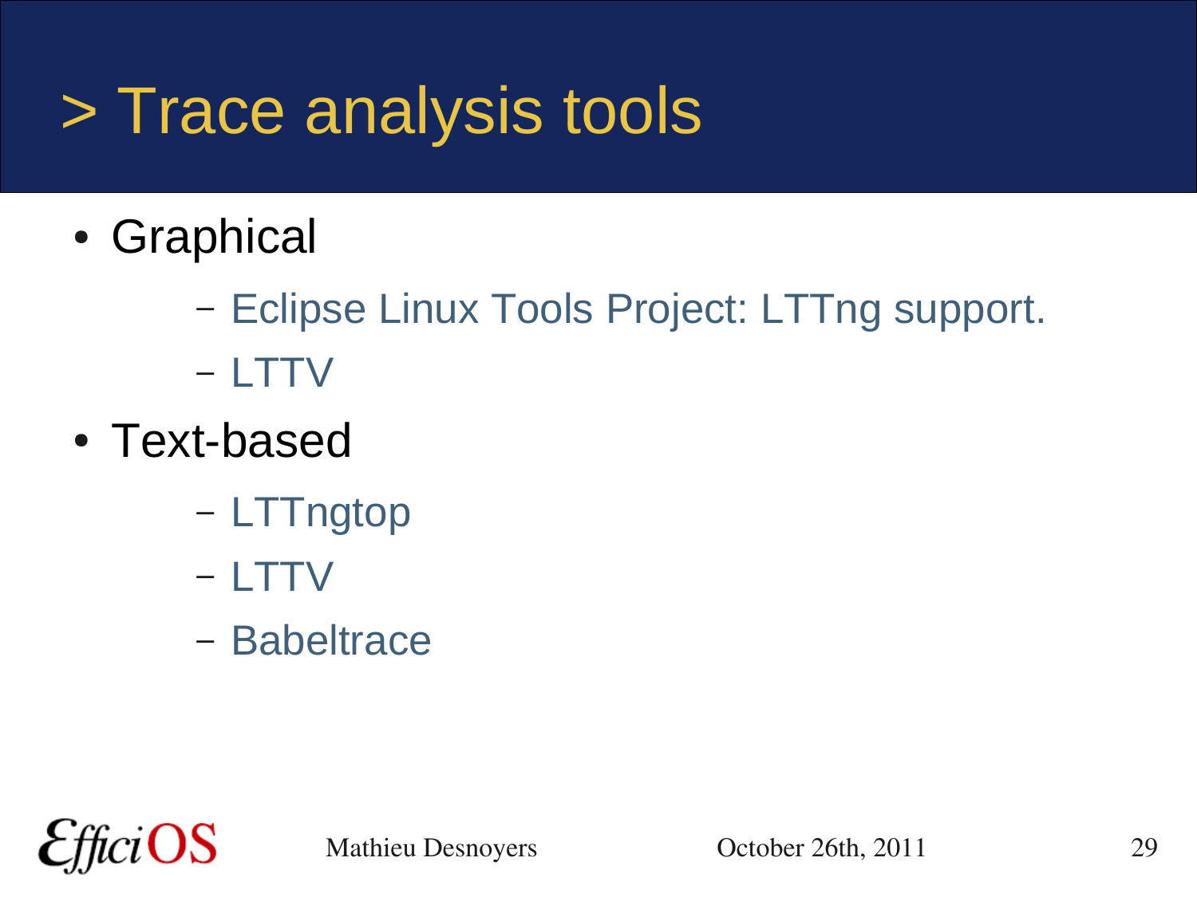# > Trace analysis tools

- Graphical
  - Eclipse Linux Tools Project: LTTng support.
  - LTTV
- Text-based
  - LTTngtop
  - LTTV
  - Babeltrace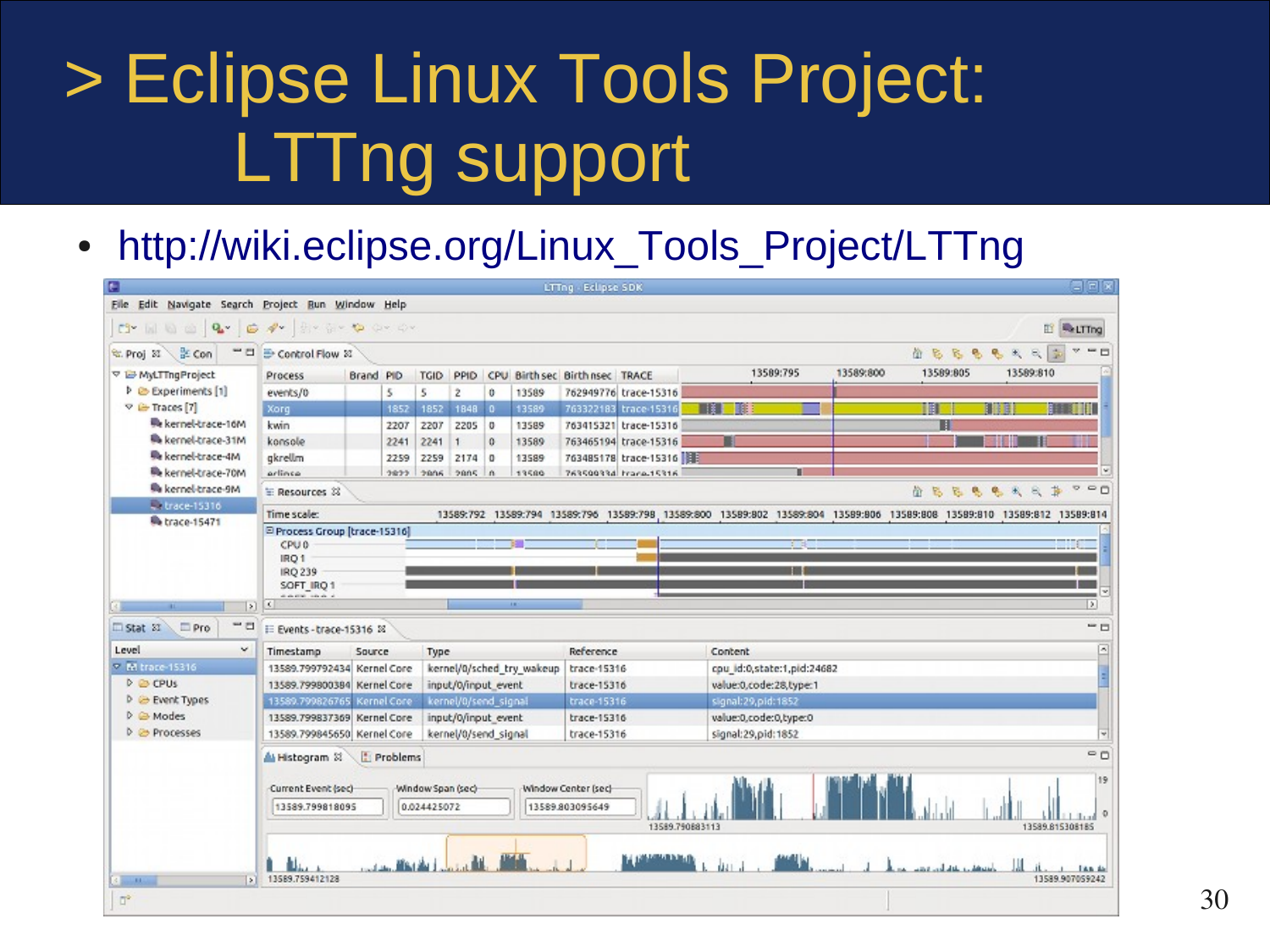# > Eclipse Linux Tools Project: LTTng support

- http://wiki.eclipse.org/Linux_Tools_Project/LTTng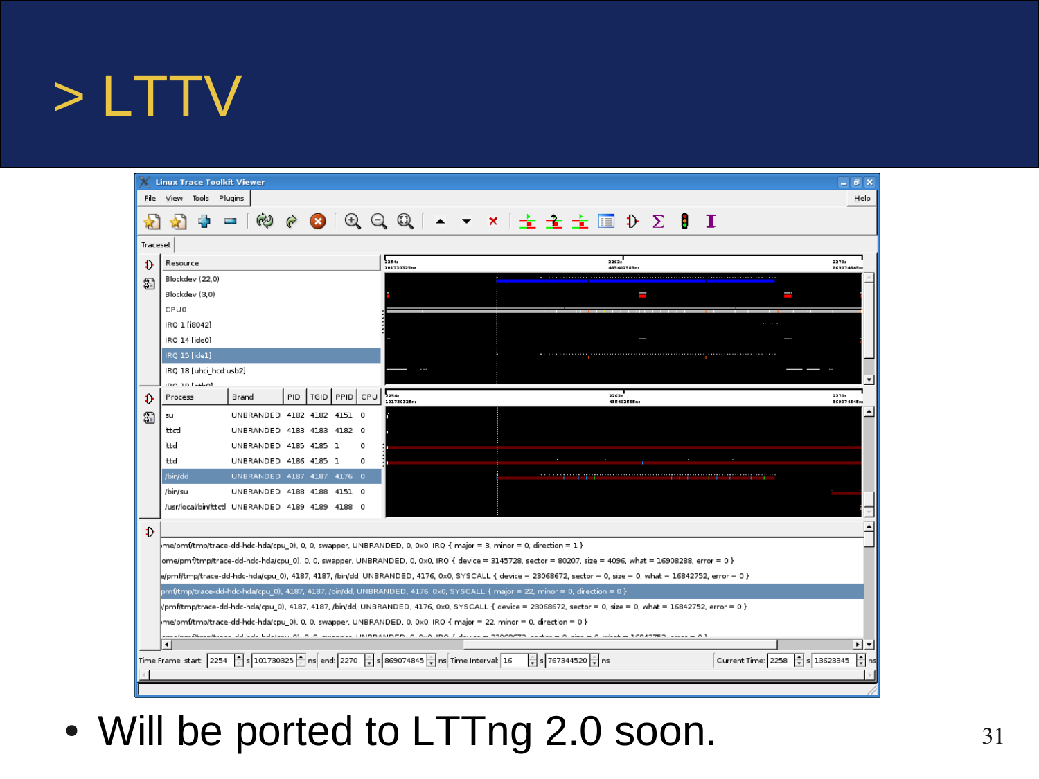# > LTTV

- Will be ported to LTTng 2.0 soon.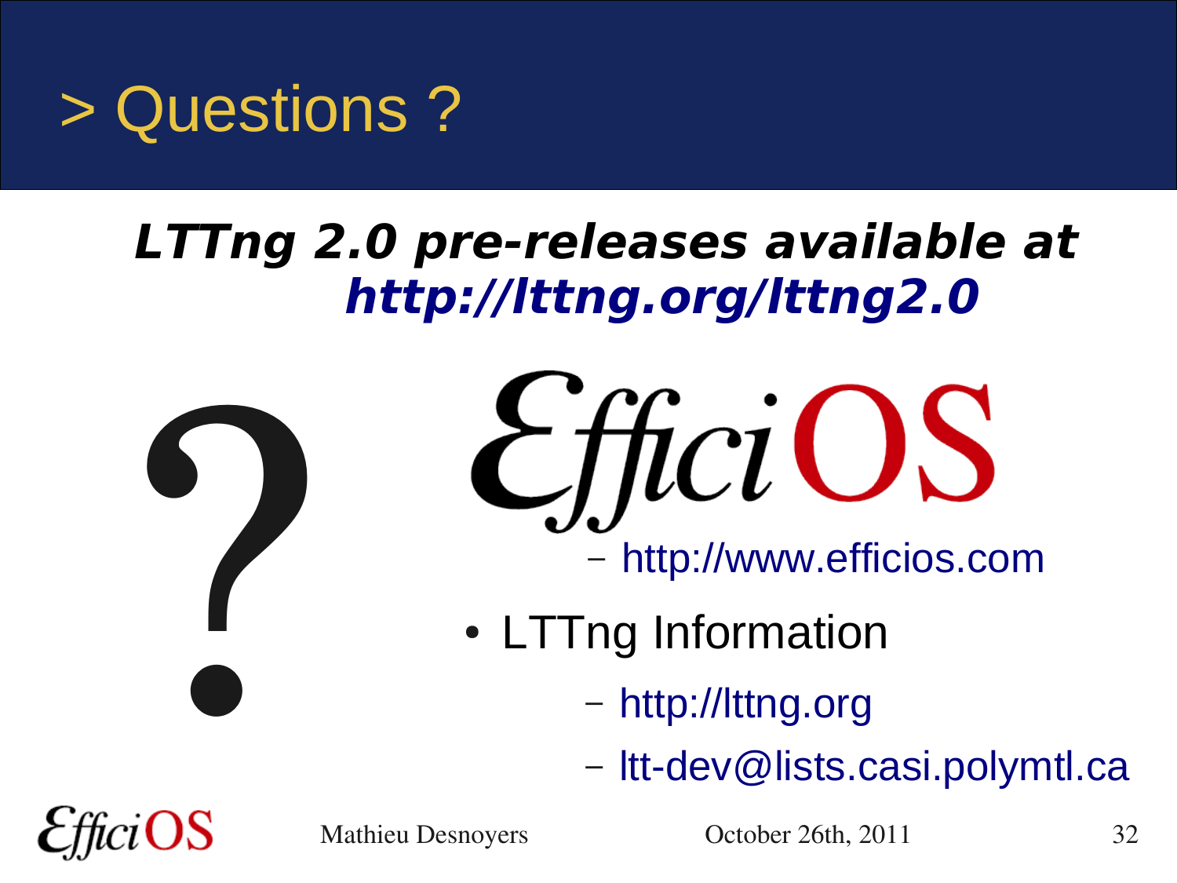# > Questions ?

***LTTng 2.0 pre-releases available at***
***http://lttng.org/lttng2.0***

EfficiOS

- http://www.efficios.com

- LTTng Information
  - http://lttng.org
  - ltt-dev@lists.casi.polymtl.ca